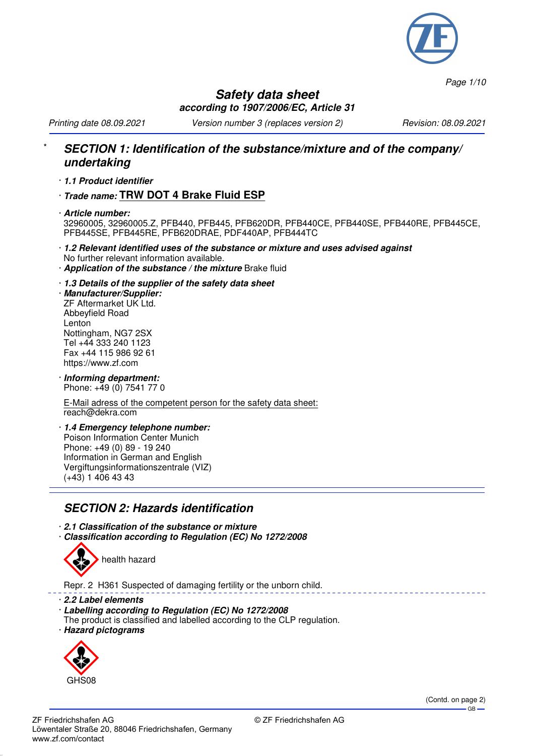# Safety data sheet

***according to 1907/2006/EC, Article 31***

*Printing date 08.09.2021* *Version number 3 (replaces version 2)* *Revision: 08.09.2021*

## * SECTION 1: Identification of the substance/mixture and of the company/ undertaking

· ***1.1 Product identifier***

· ***Trade name:*** **TRW DOT 4 Brake Fluid ESP**

· ***Article number:***
32960005, 32960005.Z, PFB440, PFB445, PFB620DR, PFB440CE, PFB440SE, PFB440RE, PFB445CE, PFB445SE, PFB445RE, PFB620DRAE, PDF440AP, PFB444TC

· ***1.2 Relevant identified uses of the substance or mixture and uses advised against***
No further relevant information available.

· ***Application of the substance / the mixture*** Brake fluid

· ***1.3 Details of the supplier of the safety data sheet***

· ***Manufacturer/Supplier:***
ZF Aftermarket UK Ltd.
Abbeyfield Road
Lenton
Nottingham, NG7 2SX
Tel +44 333 240 1123
Fax +44 115 986 92 61
https://www.zf.com

· ***Informing department:***
Phone: +49 (0) 7541 77 0

E-Mail adress of the competent person for the safety data sheet:
reach@dekra.com

· ***1.4 Emergency telephone number:***
Poison Information Center Munich
Phone: +49 (0) 89 - 19 240
Information in German and English
Vergiftungsinformationszentrale (VIZ)
(+43) 1 406 43 43

## SECTION 2: Hazards identification

· ***2.1 Classification of the substance or mixture***

· ***Classification according to Regulation (EC) No 1272/2008***

health hazard

Repr. 2 H361 Suspected of damaging fertility or the unborn child.

· ***2.2 Label elements***

· ***Labelling according to Regulation (EC) No 1272/2008***
The product is classified and labelled according to the CLP regulation.

· ***Hazard pictograms***

GHS08

(Contd. on page 2)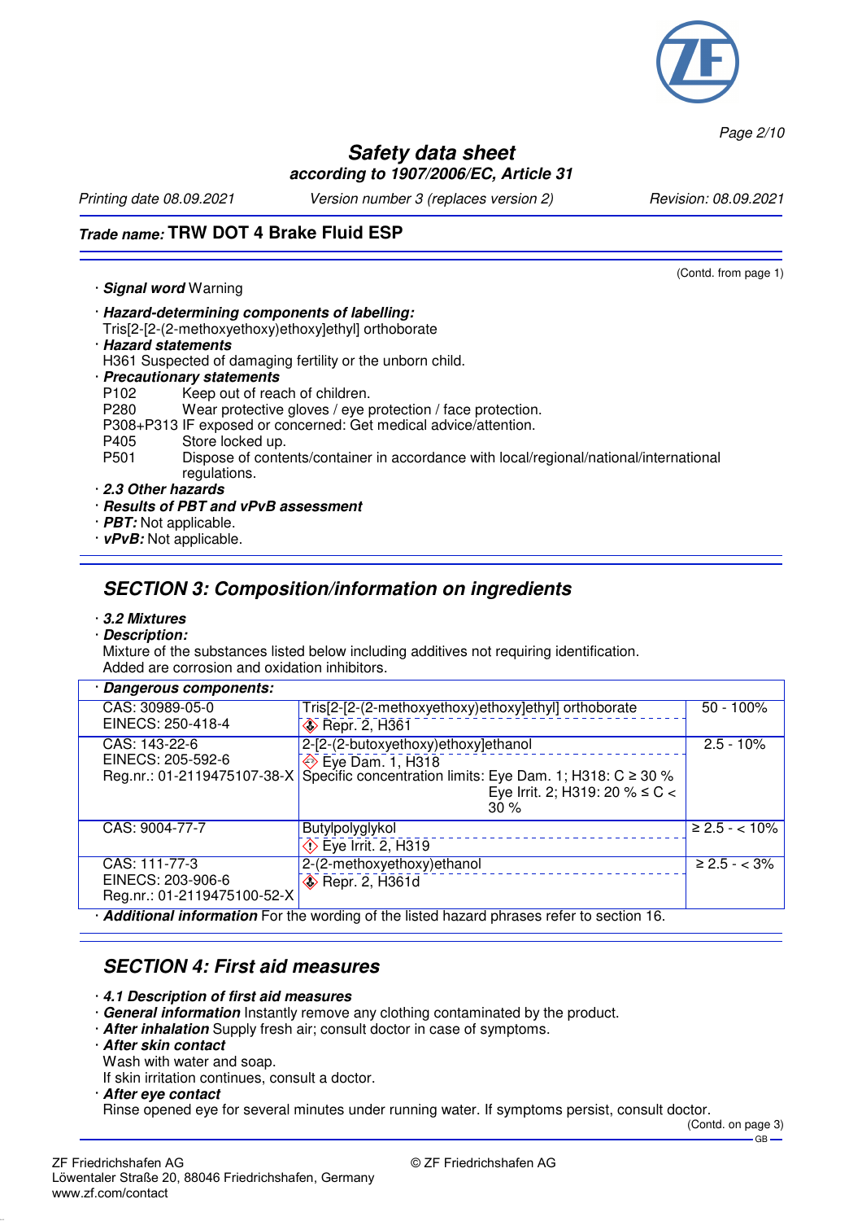(Contd. from page 1)

· **Signal word** Warning

· ***Hazard-determining components of labelling:***
Tris[2-[2-(2-methoxyethoxy)ethoxy]ethyl] orthoborate
· ***Hazard statements***
H361 Suspected of damaging fertility or the unborn child.
· ***Precautionary statements***
P102 Keep out of reach of children.
P280 Wear protective gloves / eye protection / face protection.
P308+P313 IF exposed or concerned: Get medical advice/attention.
P405 Store locked up.
P501 Dispose of contents/container in accordance with local/regional/national/international regulations.
· ***2.3 Other hazards***
· ***Results of PBT and vPvB assessment***
· ***PBT:*** Not applicable.
· ***vPvB:*** Not applicable.

## SECTION 3: Composition/information on ingredients

· ***3.2 Mixtures***
· ***Description:***
Mixture of the substances listed below including additives not requiring identification.
Added are corrosion and oxidation inhibitors.

· ***Dangerous components:***

| | | |
|---|---|---|
| CAS: 30989-05-0<br>EINECS: 250-418-4 | Tris[2-[2-(2-methoxyethoxy)ethoxy]ethyl] orthoborate<br>Repr. 2, H361 | 50 - 100% |
| CAS: 143-22-6<br>EINECS: 205-592-6<br>Reg.nr.: 01-2119475107-38-X | 2-[2-(2-butoxyethoxy)ethoxy]ethanol<br>Eye Dam. 1, H318<br>Specific concentration limits: Eye Dam. 1; H318: C ≥ 30 %<br>Eye Irrit. 2; H319: 20 % ≤ C < 30 % | 2.5 - 10% |
| CAS: 9004-77-7 | Butylpolyglykol<br>Eye Irrit. 2, H319 | ≥ 2.5 - < 10% |
| CAS: 111-77-3<br>EINECS: 203-906-6<br>Reg.nr.: 01-2119475100-52-X | 2-(2-methoxyethoxy)ethanol<br>Repr. 2, H361d | ≥ 2.5 - < 3% |

· ***Additional information*** For the wording of the listed hazard phrases refer to section 16.

## SECTION 4: First aid measures

· ***4.1 Description of first aid measures***
· ***General information*** Instantly remove any clothing contaminated by the product.
· ***After inhalation*** Supply fresh air; consult doctor in case of symptoms.
· ***After skin contact***
Wash with water and soap.
If skin irritation continues, consult a doctor.
· ***After eye contact***
Rinse opened eye for several minutes under running water. If symptoms persist, consult doctor.

(Contd. on page 3)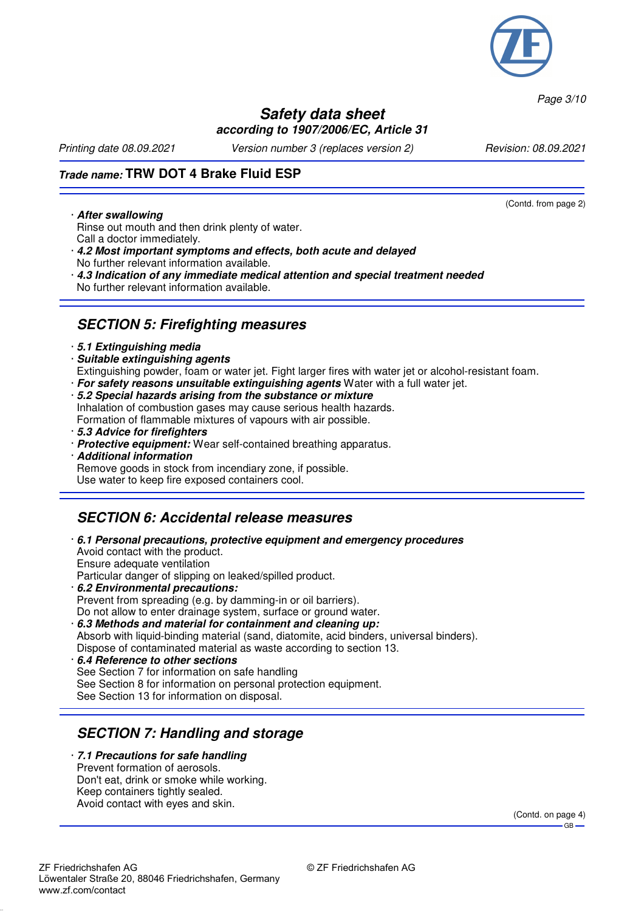## Trade name: TRW DOT 4 Brake Fluid ESP

(Contd. from page 2)

- **After swallowing**
  Rinse out mouth and then drink plenty of water.
  Call a doctor immediately.
- **4.2 Most important symptoms and effects, both acute and delayed**
  No further relevant information available.
- **4.3 Indication of any immediate medical attention and special treatment needed**
  No further relevant information available.

## SECTION 5: Firefighting measures

- **5.1 Extinguishing media**
- **Suitable extinguishing agents**
  Extinguishing powder, foam or water jet. Fight larger fires with water jet or alcohol-resistant foam.
- **For safety reasons unsuitable extinguishing agents** Water with a full water jet.
- **5.2 Special hazards arising from the substance or mixture**
  Inhalation of combustion gases may cause serious health hazards.
  Formation of flammable mixtures of vapours with air possible.
- **5.3 Advice for firefighters**
- **Protective equipment:** Wear self-contained breathing apparatus.
- **Additional information**
  Remove goods in stock from incendiary zone, if possible.
  Use water to keep fire exposed containers cool.

## SECTION 6: Accidental release measures

- **6.1 Personal precautions, protective equipment and emergency procedures**
  Avoid contact with the product.
  Ensure adequate ventilation
  Particular danger of slipping on leaked/spilled product.
- **6.2 Environmental precautions:**
  Prevent from spreading (e.g. by damming-in or oil barriers).
  Do not allow to enter drainage system, surface or ground water.
- **6.3 Methods and material for containment and cleaning up:**
  Absorb with liquid-binding material (sand, diatomite, acid binders, universal binders).
  Dispose of contaminated material as waste according to section 13.
- **6.4 Reference to other sections**
  See Section 7 for information on safe handling
  See Section 8 for information on personal protection equipment.
  See Section 13 for information on disposal.

## SECTION 7: Handling and storage

- **7.1 Precautions for safe handling**
  Prevent formation of aerosols.
  Don't eat, drink or smoke while working.
  Keep containers tightly sealed.
  Avoid contact with eyes and skin.

(Contd. on page 4)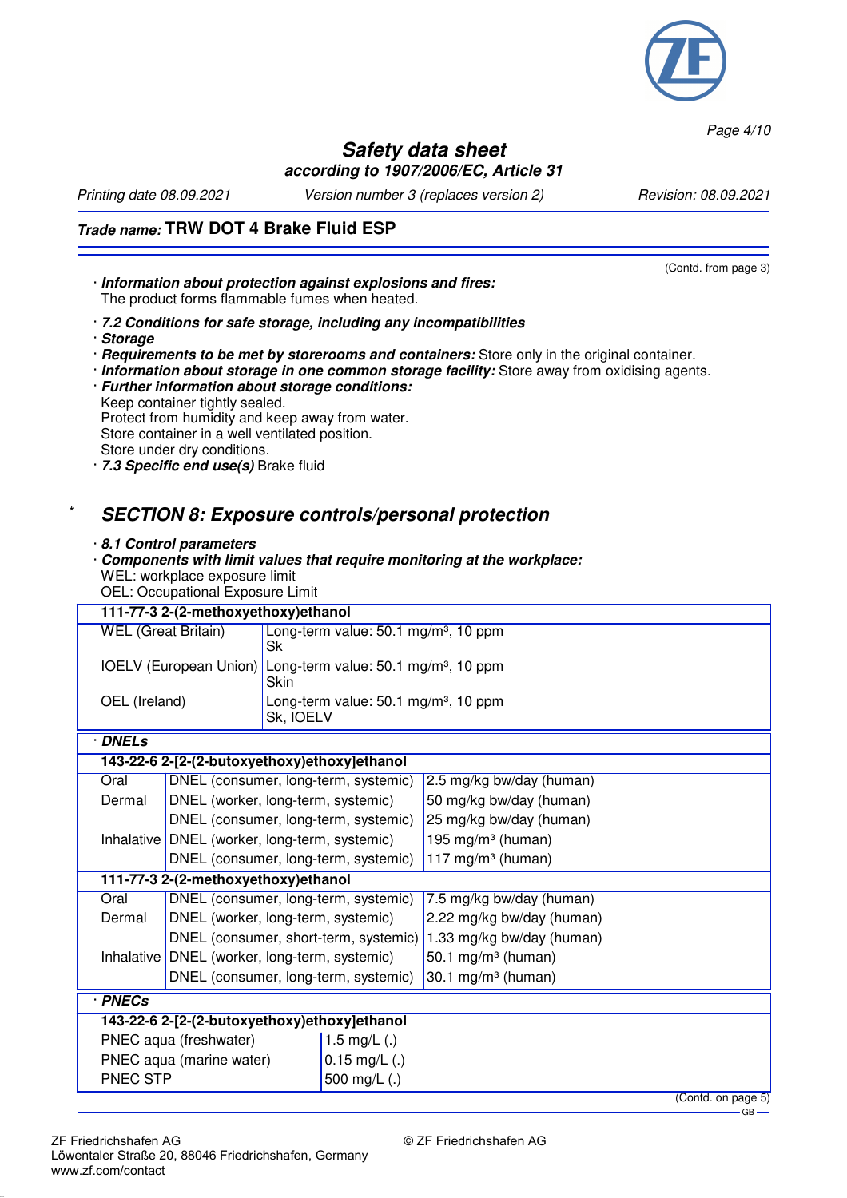(Contd. from page 3)

· **Information about protection against explosions and fires:**
The product forms flammable fumes when heated.

· **7.2 Conditions for safe storage, including any incompatibilities**
· **Storage**
· **Requirements to be met by storerooms and containers:** Store only in the original container.
· **Information about storage in one common storage facility:** Store away from oxidising agents.
· **Further information about storage conditions:**
Keep container tightly sealed.
Protect from humidity and keep away from water.
Store container in a well ventilated position.
Store under dry conditions.
· **7.3 Specific end use(s)** Brake fluid

\* 

## SECTION 8: Exposure controls/personal protection

· **8.1 Control parameters**
· **Components with limit values that require monitoring at the workplace:**
WEL: workplace exposure limit
OEL: Occupational Exposure Limit

| **111-77-3 2-(2-methoxyethoxy)ethanol** | |
|---|---|
| WEL (Great Britain) | Long-term value: 50.1 mg/m³, 10 ppm<br>Sk |
| IOELV (European Union) | Long-term value: 50.1 mg/m³, 10 ppm<br>Skin |
| OEL (Ireland) | Long-term value: 50.1 mg/m³, 10 ppm<br>Sk, IOELV |

· **DNELs**

| **143-22-6 2-[2-(2-butoxyethoxy)ethoxy]ethanol** | | |
|---|---|---|
| Oral | DNEL (consumer, long-term, systemic) | 2.5 mg/kg bw/day (human) |
| Dermal | DNEL (worker, long-term, systemic) | 50 mg/kg bw/day (human) |
| | DNEL (consumer, long-term, systemic) | 25 mg/kg bw/day (human) |
| Inhalative | DNEL (worker, long-term, systemic) | 195 mg/m³ (human) |
| | DNEL (consumer, long-term, systemic) | 117 mg/m³ (human) |
| **111-77-3 2-(2-methoxyethoxy)ethanol** | | |
| Oral | DNEL (consumer, long-term, systemic) | 7.5 mg/kg bw/day (human) |
| Dermal | DNEL (worker, long-term, systemic) | 2.22 mg/kg bw/day (human) |
| | DNEL (consumer, short-term, systemic) | 1.33 mg/kg bw/day (human) |
| Inhalative | DNEL (worker, long-term, systemic) | 50.1 mg/m³ (human) |
| | DNEL (consumer, long-term, systemic) | 30.1 mg/m³ (human) |

· **PNECs**

| **143-22-6 2-[2-(2-butoxyethoxy)ethoxy]ethanol** | |
|---|---|
| PNEC aqua (freshwater) | 1.5 mg/L (.) |
| PNEC aqua (marine water) | 0.15 mg/L (.) |
| PNEC STP | 500 mg/L (.) |

(Contd. on page 5)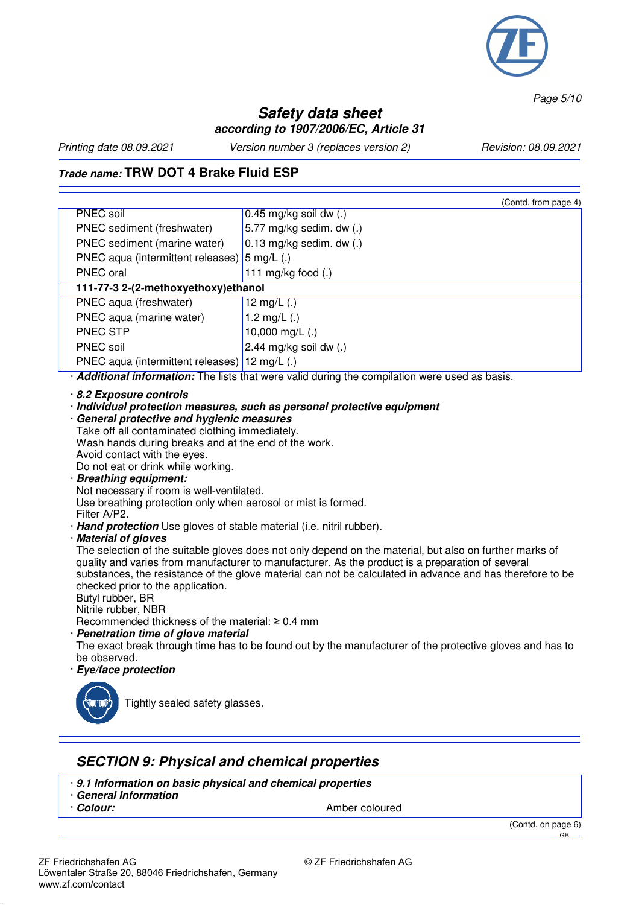(Contd. from page 4)

| | |
|---|---|
| PNEC soil | 0.45 mg/kg soil dw (.) |
| PNEC sediment (freshwater) | 5.77 mg/kg sedim. dw (.) |
| PNEC sediment (marine water) | 0.13 mg/kg sedim. dw (.) |
| PNEC aqua (intermittent releases) | 5 mg/L (.) |
| PNEC oral | 111 mg/kg food (.) |
| **111-77-3 2-(2-methoxyethoxy)ethanol** | |
| PNEC aqua (freshwater) | 12 mg/L (.) |
| PNEC aqua (marine water) | 1.2 mg/L (.) |
| PNEC STP | 10,000 mg/L (.) |
| PNEC soil | 2.44 mg/kg soil dw (.) |
| PNEC aqua (intermittent releases) | 12 mg/L (.) |

· ***Additional information:*** The lists that were valid during the compilation were used as basis.

· ***8.2 Exposure controls***

· ***Individual protection measures, such as personal protective equipment***

· ***General protective and hygienic measures***
Take off all contaminated clothing immediately.
Wash hands during breaks and at the end of the work.
Avoid contact with the eyes.
Do not eat or drink while working.

· ***Breathing equipment:***
Not necessary if room is well-ventilated.
Use breathing protection only when aerosol or mist is formed.
Filter A/P2.

· ***Hand protection*** Use gloves of stable material (i.e. nitril rubber).

· ***Material of gloves***
The selection of the suitable gloves does not only depend on the material, but also on further marks of quality and varies from manufacturer to manufacturer. As the product is a preparation of several substances, the resistance of the glove material can not be calculated in advance and has therefore to be checked prior to the application.
Butyl rubber, BR
Nitrile rubber, NBR
Recommended thickness of the material: ≥ 0.4 mm

· ***Penetration time of glove material***
The exact break through time has to be found out by the manufacturer of the protective gloves and has to be observed.

· ***Eye/face protection***

Tightly sealed safety glasses.

## *SECTION 9: Physical and chemical properties*

· ***9.1 Information on basic physical and chemical properties***

· ***General Information***

· ***Colour:*** Amber coloured

(Contd. on page 6)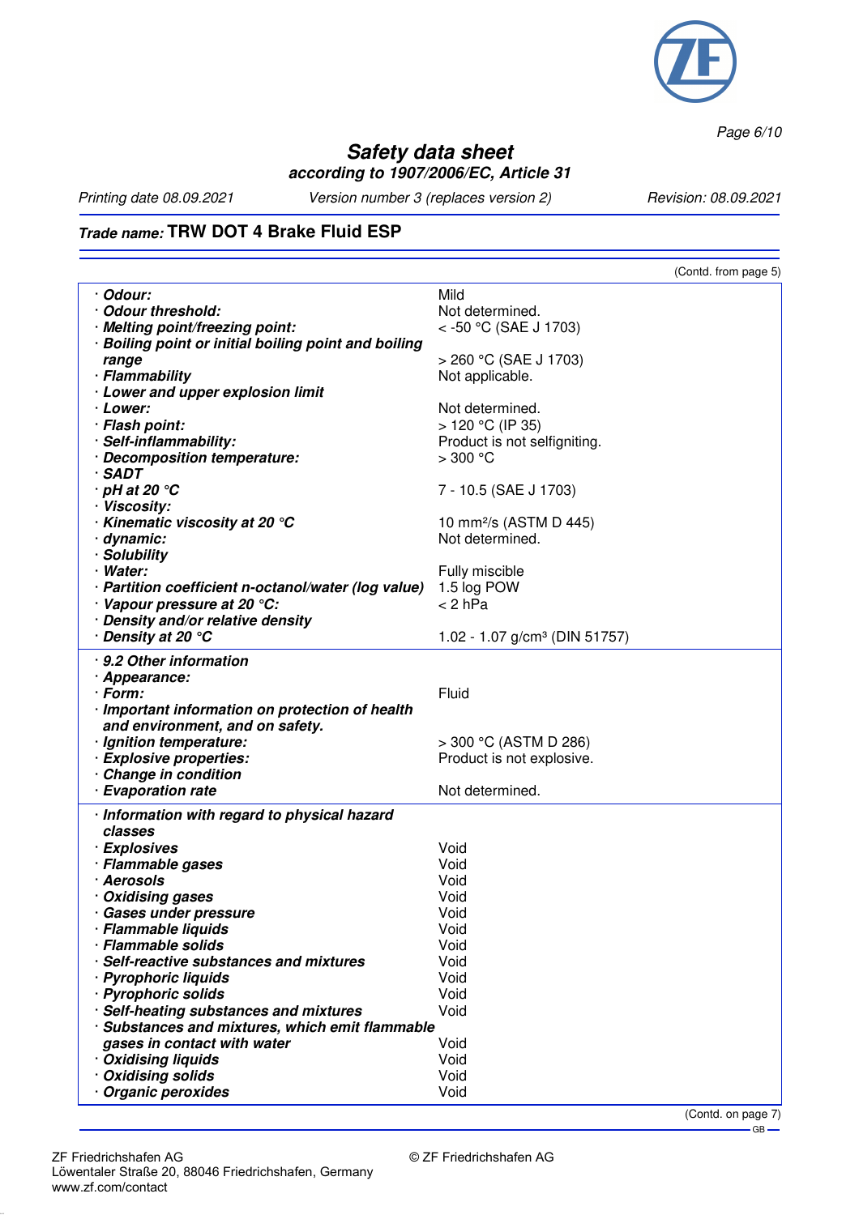(Contd. from page 5)

| Property | Value |
|---|---|
| · **Odour:** | Mild |
| · **Odour threshold:** | Not determined. |
| · **Melting point/freezing point:** | < -50 °C (SAE J 1703) |
| · **Boiling point or initial boiling point and boiling range** | > 260 °C (SAE J 1703) |
| · **Flammability** | Not applicable. |
| · **Lower and upper explosion limit** | |
| · **Lower:** | Not determined. |
| · **Flash point:** | > 120 °C (IP 35) |
| · **Self-inflammability:** | Product is not selfigniting. |
| · **Decomposition temperature:** | > 300 °C |
| · **SADT** | |
| · **pH at 20 °C** | 7 - 10.5 (SAE J 1703) |
| · **Viscosity:** | |
| · **Kinematic viscosity at 20 °C** | 10 mm²/s (ASTM D 445) |
| · **dynamic:** | Not determined. |
| · **Solubility** | |
| · **Water:** | Fully miscible |
| · **Partition coefficient n-octanol/water (log value)** | 1.5 log POW |
| · **Vapour pressure at 20 °C:** | < 2 hPa |
| · **Density and/or relative density** | |
| · **Density at 20 °C** | 1.02 - 1.07 g/cm³ (DIN 51757) |

| Property | Value |
|---|---|
| · **9.2 Other information** | |
| · **Appearance:** | |
| · **Form:** | Fluid |
| · **Important information on protection of health and environment, and on safety.** | |
| · **Ignition temperature:** | > 300 °C (ASTM D 286) |
| · **Explosive properties:** | Product is not explosive. |
| · **Change in condition** | |
| · **Evaporation rate** | Not determined. |

| Property | Value |
|---|---|
| · **Information with regard to physical hazard classes** | |
| · **Explosives** | Void |
| · **Flammable gases** | Void |
| · **Aerosols** | Void |
| · **Oxidising gases** | Void |
| · **Gases under pressure** | Void |
| · **Flammable liquids** | Void |
| · **Flammable solids** | Void |
| · **Self-reactive substances and mixtures** | Void |
| · **Pyrophoric liquids** | Void |
| · **Pyrophoric solids** | Void |
| · **Self-heating substances and mixtures** | Void |
| · **Substances and mixtures, which emit flammable gases in contact with water** | Void |
| · **Oxidising liquids** | Void |
| · **Oxidising solids** | Void |
| · **Organic peroxides** | Void |

(Contd. on page 7)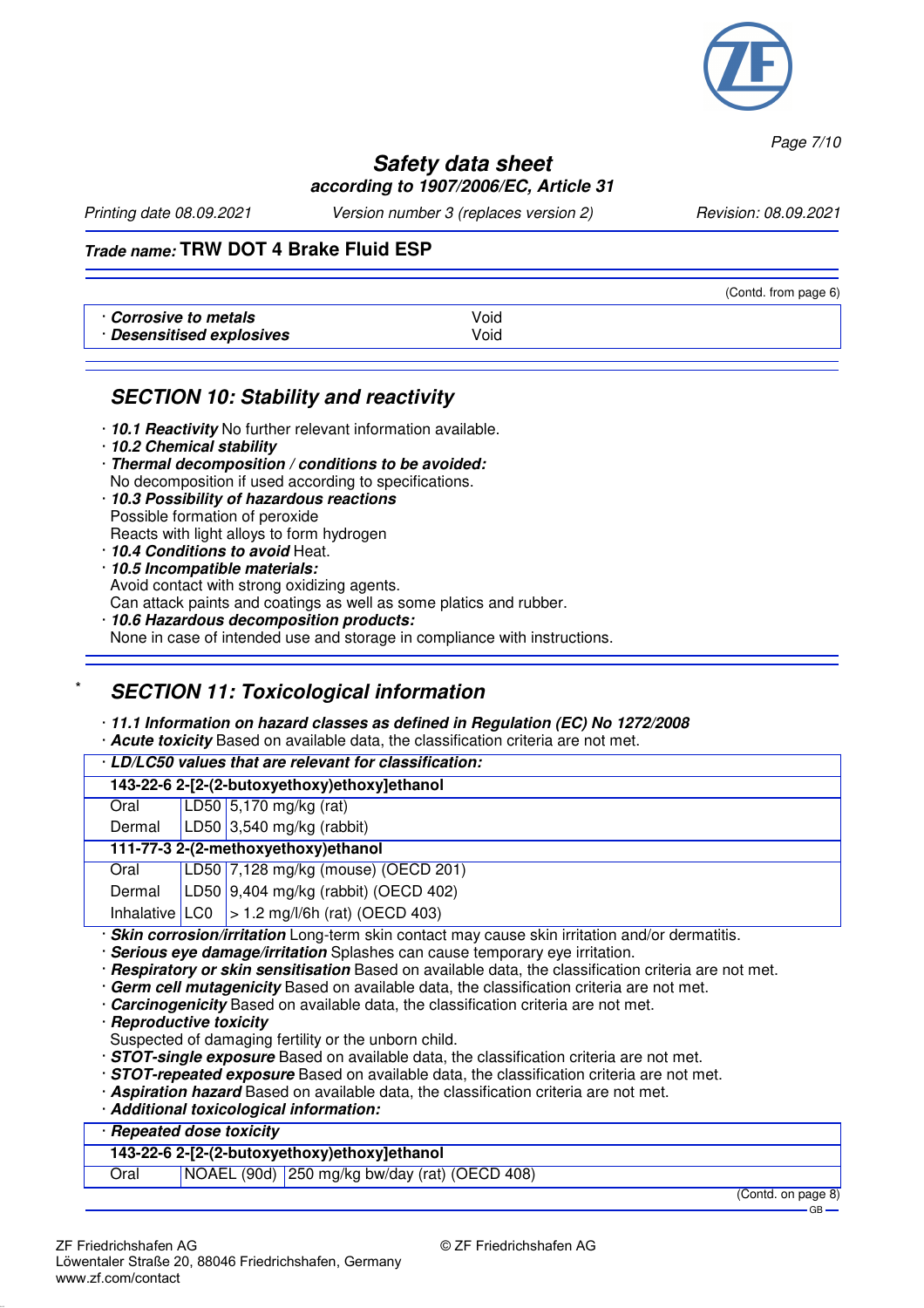(Contd. from page 6)

| | |
|---|---|
| · ***Corrosive to metals*** | Void |
| · ***Desensitised explosives*** | Void |

## SECTION 10: Stability and reactivity

· ***10.1 Reactivity*** No further relevant information available.
· ***10.2 Chemical stability***
· ***Thermal decomposition / conditions to be avoided:***
No decomposition if used according to specifications.
· ***10.3 Possibility of hazardous reactions***
Possible formation of peroxide
Reacts with light alloys to form hydrogen
· ***10.4 Conditions to avoid*** Heat.
· ***10.5 Incompatible materials:***
Avoid contact with strong oxidizing agents.
Can attack paints and coatings as well as some platics and rubber.
· ***10.6 Hazardous decomposition products:***
None in case of intended use and storage in compliance with instructions.

## * SECTION 11: Toxicological information

· ***11.1 Information on hazard classes as defined in Regulation (EC) No 1272/2008***
· ***Acute toxicity*** Based on available data, the classification criteria are not met.

| · ***LD/LC50 values that are relevant for classification:*** | | |
|---|---|---|
| **143-22-6 2-[2-(2-butoxyethoxy)ethoxy]ethanol** | | |
| Oral | LD50 | 5,170 mg/kg (rat) |
| Dermal | LD50 | 3,540 mg/kg (rabbit) |
| **111-77-3 2-(2-methoxyethoxy)ethanol** | | |
| Oral | LD50 | 7,128 mg/kg (mouse) (OECD 201) |
| Dermal | LD50 | 9,404 mg/kg (rabbit) (OECD 402) |
| Inhalative | LC0 | > 1.2 mg/l/6h (rat) (OECD 403) |

· ***Skin corrosion/irritation*** Long-term skin contact may cause skin irritation and/or dermatitis.
· ***Serious eye damage/irritation*** Splashes can cause temporary eye irritation.
· ***Respiratory or skin sensitisation*** Based on available data, the classification criteria are not met.
· ***Germ cell mutagenicity*** Based on available data, the classification criteria are not met.
· ***Carcinogenicity*** Based on available data, the classification criteria are not met.
· ***Reproductive toxicity***
Suspected of damaging fertility or the unborn child.
· ***STOT-single exposure*** Based on available data, the classification criteria are not met.
· ***STOT-repeated exposure*** Based on available data, the classification criteria are not met.
· ***Aspiration hazard*** Based on available data, the classification criteria are not met.
· ***Additional toxicological information:***

| · ***Repeated dose toxicity*** | | |
|---|---|---|
| **143-22-6 2-[2-(2-butoxyethoxy)ethoxy]ethanol** | | |
| Oral | NOAEL (90d) | 250 mg/kg bw/day (rat) (OECD 408) |

(Contd. on page 8)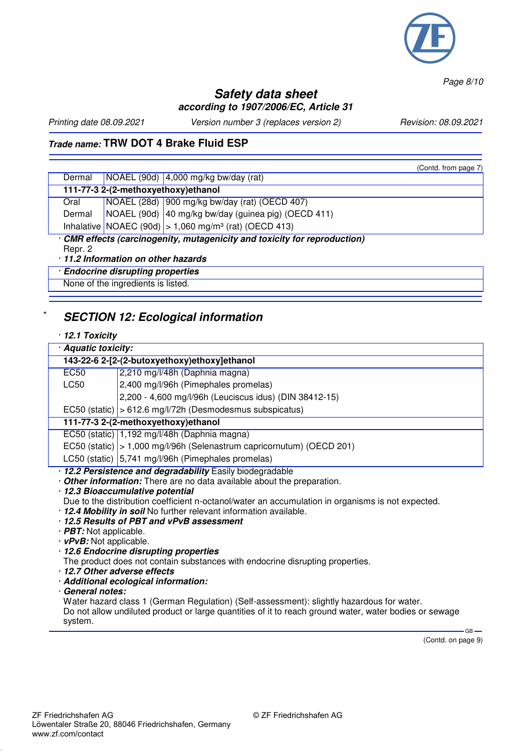(Contd. from page 7)

| | | |
|---|---|---|
| Dermal | NOAEL (90d) | 4,000 mg/kg bw/day (rat) |
| **111-77-3 2-(2-methoxyethoxy)ethanol** | | |
| Oral | NOAEL (28d) | 900 mg/kg bw/day (rat) (OECD 407) |
| Dermal | NOAEL (90d) | 40 mg/kg bw/day (guinea pig) (OECD 411) |
| Inhalative | NOAEC (90d) | > 1,060 mg/m³ (rat) (OECD 413) |

· ***CMR effects (carcinogenity, mutagenicity and toxicity for reproduction)***
Repr. 2

· ***11.2 Information on other hazards***

· ***Endocrine disrupting properties***
None of the ingredients is listed.

## SECTION 12: Ecological information

· ***12.1 Toxicity***

· ***Aquatic toxicity:***

| | |
|---|---|
| **143-22-6 2-[2-(2-butoxyethoxy)ethoxy]ethanol** | |
| EC50 | 2,210 mg/l/48h (Daphnia magna) |
| LC50 | 2,400 mg/l/96h (Pimephales promelas) |
| | 2,200 - 4,600 mg/l/96h (Leuciscus idus) (DIN 38412-15) |
| EC50 (static) | > 612.6 mg/l/72h (Desmodesmus subspicatus) |
| **111-77-3 2-(2-methoxyethoxy)ethanol** | |
| EC50 (static) | 1,192 mg/l/48h (Daphnia magna) |
| EC50 (static) | > 1,000 mg/l/96h (Selenastrum capricornutum) (OECD 201) |
| LC50 (static) | 5,741 mg/l/96h (Pimephales promelas) |

· ***12.2 Persistence and degradability*** Easily biodegradable
· ***Other information:*** There are no data available about the preparation.
· ***12.3 Bioaccumulative potential***
Due to the distribution coefficient n-octanol/water an accumulation in organisms is not expected.
· ***12.4 Mobility in soil*** No further relevant information available.
· ***12.5 Results of PBT and vPvB assessment***
· ***PBT:*** Not applicable.
· ***vPvB:*** Not applicable.
· ***12.6 Endocrine disrupting properties***
The product does not contain substances with endocrine disrupting properties.
· ***12.7 Other adverse effects***
· ***Additional ecological information:***
· ***General notes:***
Water hazard class 1 (German Regulation) (Self-assessment): slightly hazardous for water.
Do not allow undiluted product or large quantities of it to reach ground water, water bodies or sewage system.

(Contd. on page 9)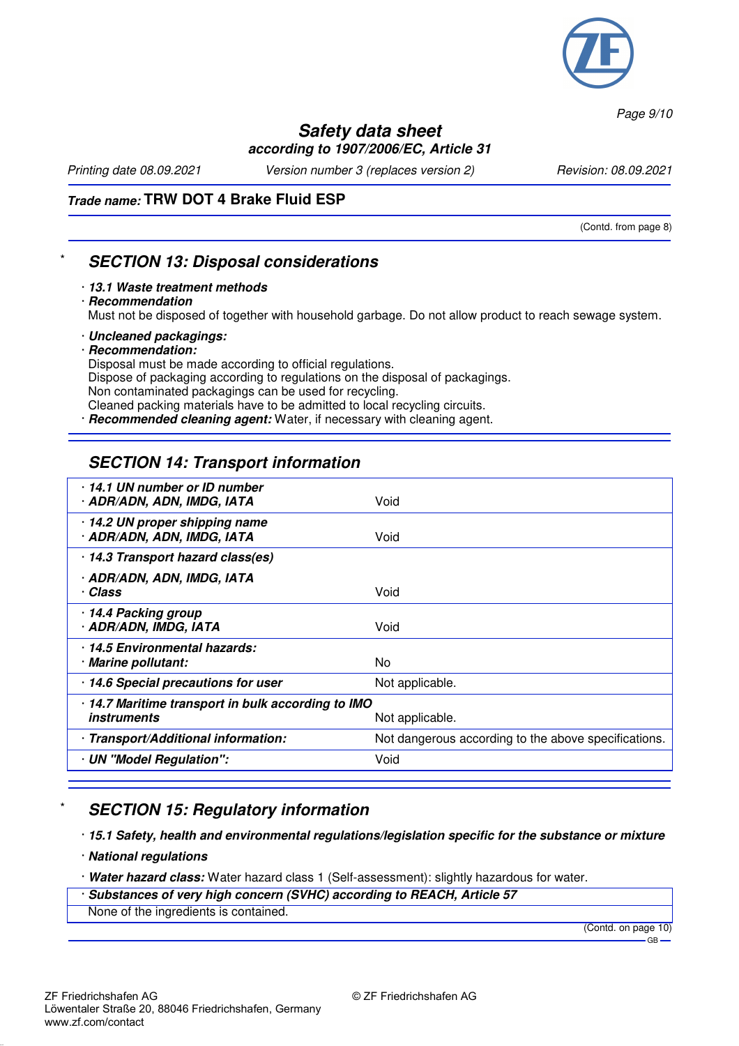*Trade name:* **TRW DOT 4 Brake Fluid ESP**

(Contd. from page 8)

## * SECTION 13: Disposal considerations

· ***13.1 Waste treatment methods***
· ***Recommendation***
Must not be disposed of together with household garbage. Do not allow product to reach sewage system.

· ***Uncleaned packagings:***
· ***Recommendation:***
Disposal must be made according to official regulations.
Dispose of packaging according to regulations on the disposal of packagings.
Non contaminated packagings can be used for recycling.
Cleaned packing materials have to be admitted to local recycling circuits.
· ***Recommended cleaning agent:*** Water, if necessary with cleaning agent.

## SECTION 14: Transport information

| | |
|---|---|
| · ***14.1 UN number or ID number*** · ***ADR/ADN, ADN, IMDG, IATA*** | Void |
| · ***14.2 UN proper shipping name*** · ***ADR/ADN, ADN, IMDG, IATA*** | Void |
| · ***14.3 Transport hazard class(es)*** · ***ADR/ADN, ADN, IMDG, IATA*** · ***Class*** | Void |
| · ***14.4 Packing group*** · ***ADR/ADN, IMDG, IATA*** | Void |
| · ***14.5 Environmental hazards:*** · ***Marine pollutant:*** | No |
| · ***14.6 Special precautions for user*** | Not applicable. |
| · ***14.7 Maritime transport in bulk according to IMO instruments*** | Not applicable. |
| · ***Transport/Additional information:*** | Not dangerous according to the above specifications. |
| · ***UN "Model Regulation":*** | Void |

## * SECTION 15: Regulatory information

· ***15.1 Safety, health and environmental regulations/legislation specific for the substance or mixture***

· ***National regulations***

· ***Water hazard class:*** Water hazard class 1 (Self-assessment): slightly hazardous for water.

· ***Substances of very high concern (SVHC) according to REACH, Article 57***
None of the ingredients is contained.

(Contd. on page 10)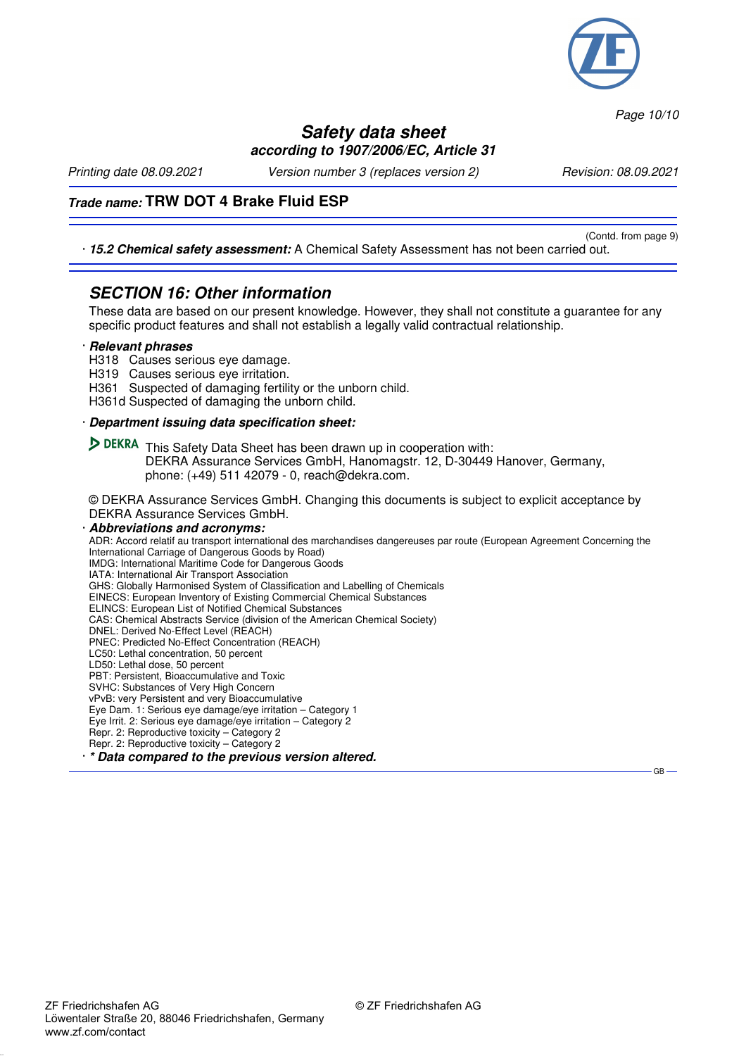**Trade name: TRW DOT 4 Brake Fluid ESP**

(Contd. from page 9)

· **15.2 Chemical safety assessment:** A Chemical Safety Assessment has not been carried out.

## SECTION 16: Other information

These data are based on our present knowledge. However, they shall not constitute a guarantee for any specific product features and shall not establish a legally valid contractual relationship.

· **Relevant phrases**

H318 Causes serious eye damage.
H319 Causes serious eye irritation.
H361 Suspected of damaging fertility or the unborn child.
H361d Suspected of damaging the unborn child.

· **Department issuing data specification sheet:**

DEKRA This Safety Data Sheet has been drawn up in cooperation with:
DEKRA Assurance Services GmbH, Hanomagstr. 12, D-30449 Hanover, Germany,
phone: (+49) 511 42079 - 0, reach@dekra.com.

© DEKRA Assurance Services GmbH. Changing this documents is subject to explicit acceptance by DEKRA Assurance Services GmbH.

· **Abbreviations and acronyms:**

ADR: Accord relatif au transport international des marchandises dangereuses par route (European Agreement Concerning the International Carriage of Dangerous Goods by Road)
IMDG: International Maritime Code for Dangerous Goods
IATA: International Air Transport Association
GHS: Globally Harmonised System of Classification and Labelling of Chemicals
EINECS: European Inventory of Existing Commercial Chemical Substances
ELINCS: European List of Notified Chemical Substances
CAS: Chemical Abstracts Service (division of the American Chemical Society)
DNEL: Derived No-Effect Level (REACH)
PNEC: Predicted No-Effect Concentration (REACH)
LC50: Lethal concentration, 50 percent
LD50: Lethal dose, 50 percent
PBT: Persistent, Bioaccumulative and Toxic
SVHC: Substances of Very High Concern
vPvB: very Persistent and very Bioaccumulative
Eye Dam. 1: Serious eye damage/eye irritation – Category 1
Eye Irrit. 2: Serious eye damage/eye irritation – Category 2
Repr. 2: Reproductive toxicity – Category 2
Repr. 2: Reproductive toxicity – Category 2

· **\* Data compared to the previous version altered.**

GB

ZF Friedrichshafen AG
Löwentaler Straße 20, 88046 Friedrichshafen, Germany
www.zf.com/contact

© ZF Friedrichshafen AG